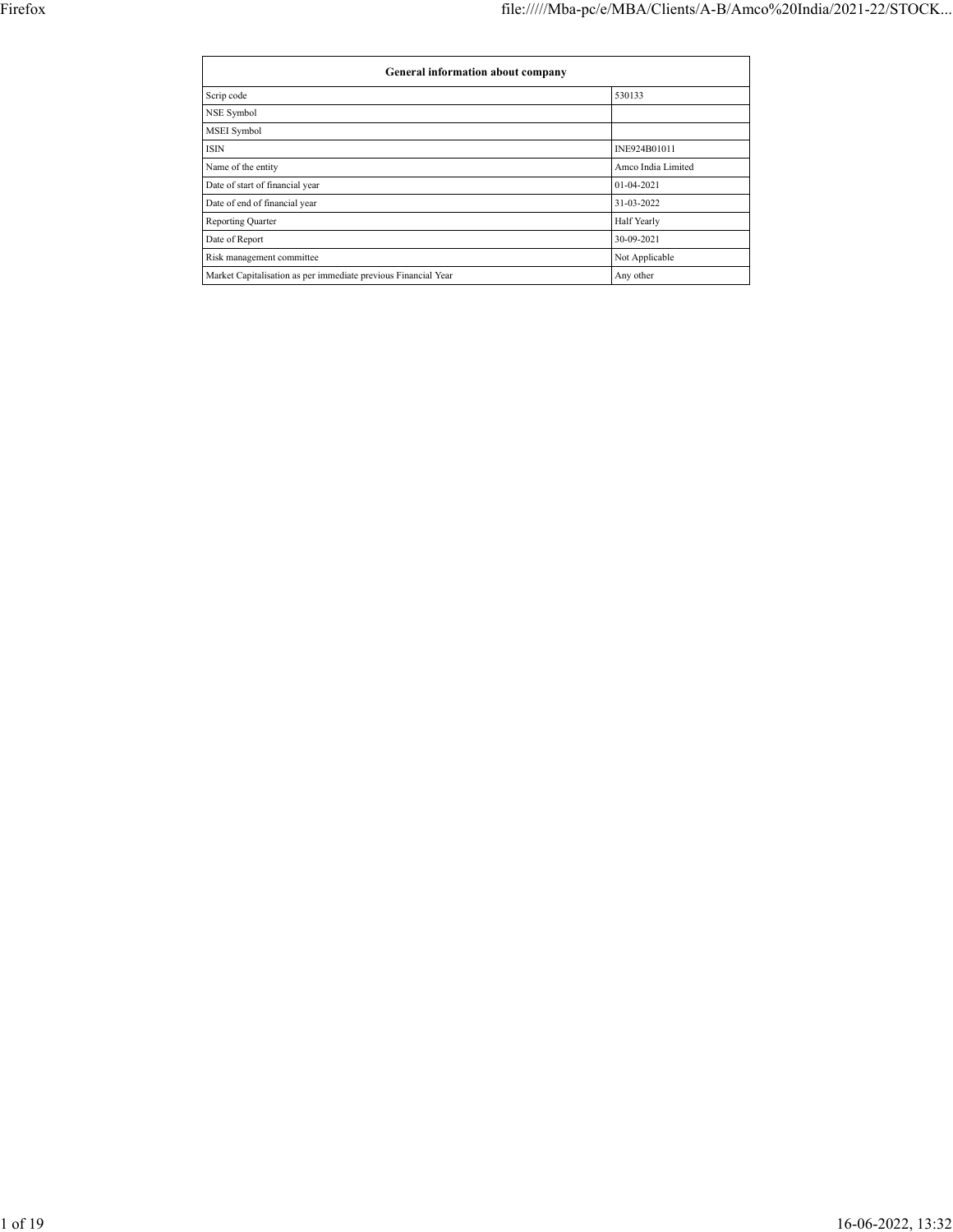| General information about company | |
|---|---|
| Scrip code | 530133 |
| NSE Symbol | |
| MSEI Symbol | |
| ISIN | INE924B01011 |
| Name of the entity | Amco India Limited |
| Date of start of financial year | 01-04-2021 |
| Date of end of financial year | 31-03-2022 |
| Reporting Quarter | Half Yearly |
| Date of Report | 30-09-2021 |
| Risk management committee | Not Applicable |
| Market Capitalisation as per immediate previous Financial Year | Any other |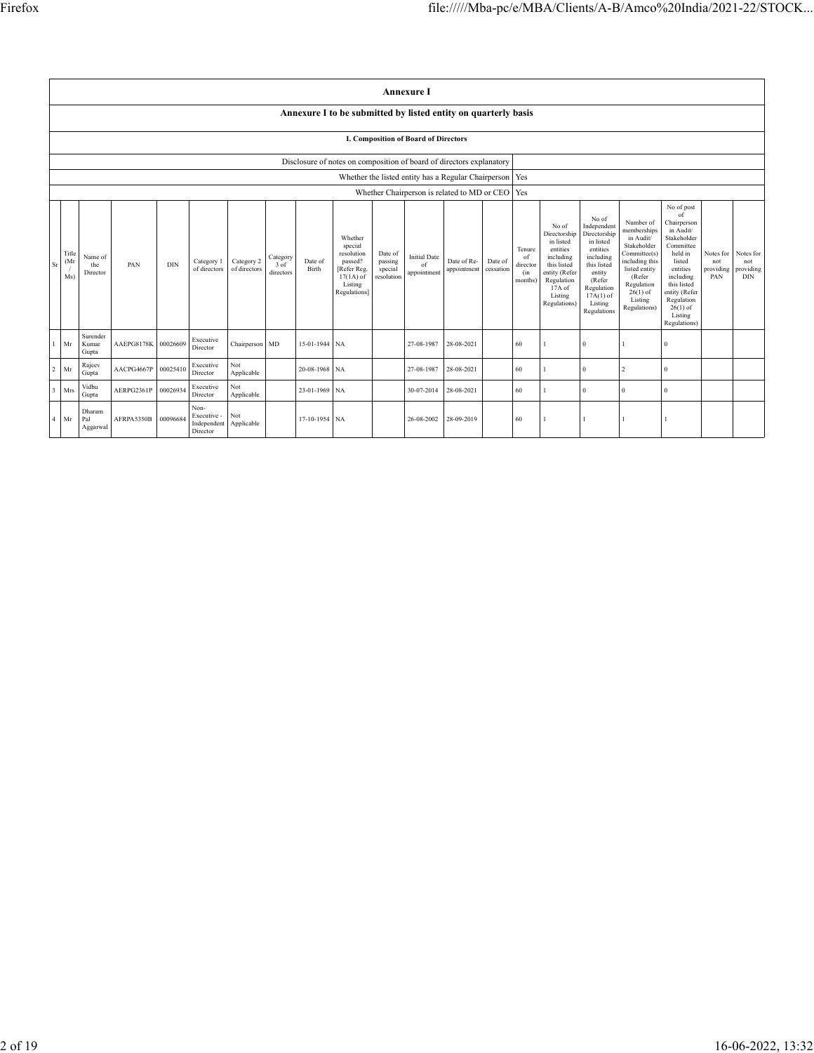## Annexure I

### Annexure I to be submitted by listed entity on quarterly basis

#### I. Composition of Board of Directors

| Disclosure of notes on composition of board of directors explanatory | |
|---|---|
| Whether the listed entity has a Regular Chairperson | Yes |
| Whether Chairperson is related to MD or CEO | Yes |

| Sr | Title (Mr / Ms) | Name of the Director | PAN | DIN | Category 1 of directors | Category 2 of directors | Category 3 of directors | Date of Birth | Whether special resolution passed? [Refer Reg. 17(1A) of Listing Regulations] | Date of passing special resolution | Initial Date of appointment | Date of Re-appointment | Date of cessation | Tenure of director (in months) | No of Directorship in listed entities including this listed entity (Refer Regulation 17A of Listing Regulations) | No of Independent Directorship in listed entities including this listed entity (Refer Regulation 17A(1) of Listing Regulations | Number of memberships in Audit/ Stakeholder Committee(s) including this listed entity (Refer Regulation 26(1) of Listing Regulations) | No of post of Chairperson in Audit/ Stakeholder Committee held in listed entities including this listed entity (Refer Regulation 26(1) of Listing Regulations) | Notes for not providing PAN | Notes for not providing DIN |
|---|---|---|---|---|---|---|---|---|---|---|---|---|---|---|---|---|---|---|---|---|
| 1 | Mr | Surender Kumar Gupta | AAEPG8178K | 00026609 | Executive Director | Chairperson | MD | 15-01-1944 | NA | | 27-08-1987 | 28-08-2021 | | 60 | 1 | 0 | 1 | 0 | | |
| 2 | Mr | Rajeev Gupta | AACPG4667P | 00025410 | Executive Director | Not Applicable | | 20-08-1968 | NA | | 27-08-1987 | 28-08-2021 | | 60 | 1 | 0 | 2 | 0 | | |
| 3 | Mrs | Vidhu Gupta | AERPG2361P | 00026934 | Executive Director | Not Applicable | | 23-01-1969 | NA | | 30-07-2014 | 28-08-2021 | | 60 | 1 | 0 | 0 | 0 | | |
| 4 | Mr | Dharam Pal Aggarwal | AFRPA5350B | 00096684 | Non-Executive - Independent Director | Not Applicable | | 17-10-1954 | NA | | 26-08-2002 | 28-09-2019 | | 60 | 1 | 1 | 1 | 1 | | |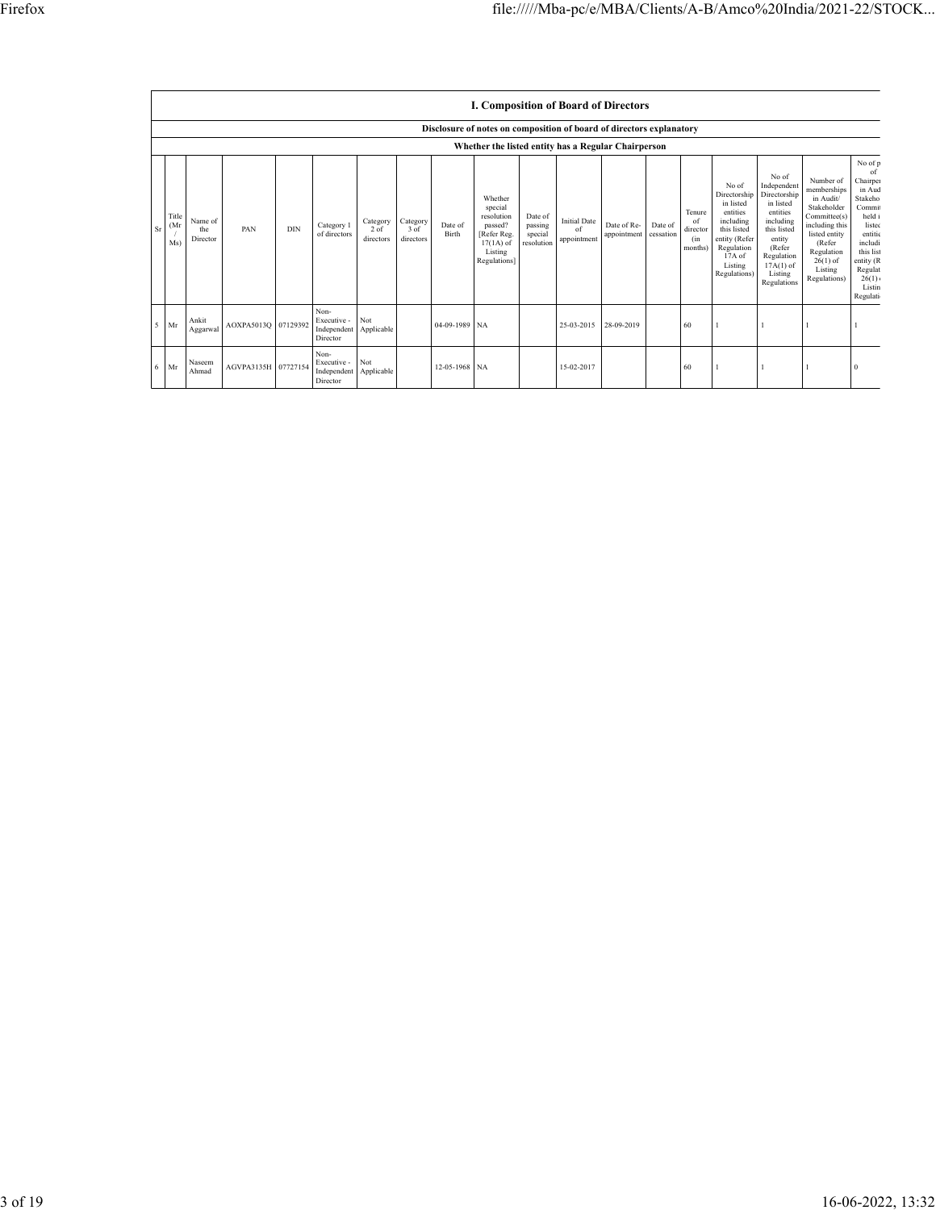| I. Composition of Board of Directors | | | | | | | | | | | | | | | | | | | |
|---|---|---|---|---|---|---|---|---|---|---|---|---|---|---|---|---|---|---|---|
| Disclosure of notes on composition of board of directors explanatory | | | | | | | | | | | | | | | | | | | |
| Whether the listed entity has a Regular Chairperson | | | | | | | | | | | | | | | | | | | |
| Sr | Title (Mr / Ms) | Name of the Director | PAN | DIN | Category 1 of directors | Category 2 of directors | Category 3 of directors | Date of Birth | Whether special resolution passed? [Refer Reg. 17(1A) of Listing Regulations] | Date of passing special resolution | Initial Date of appointment | Date of Re-appointment | Date of cessation | Tenure of director (in months) | No of Directorship in listed entities including this listed entity (Refer Regulation 17A of Listing Regulations) | No of Independent Directorship in listed entities including this listed entity (Refer Regulation 17A(1) of Listing Regulations | Number of memberships in Audit/ Stakeholder Committee(s) including this listed entity (Refer Regulation 26(1) of Listing Regulations) | No of p of Chairpe in Aud Stakeho Commit held i listed entitie includi this list entity (R Regulat 26(1) Listin Regulati |
| 5 | Mr | Ankit Aggarwal | AOXPA5013Q | 07129392 | Non-Executive - Independent Director | Not Applicable | | 04-09-1989 | NA | | 25-03-2015 | 28-09-2019 | | 60 | 1 | 1 | 1 | 1 |
| 6 | Mr | Naseem Ahmad | AGVPA3135H | 07727154 | Non-Executive - Independent Director | Not Applicable | | 12-05-1968 | NA | | 15-02-2017 | | | 60 | 1 | 1 | 1 | 0 |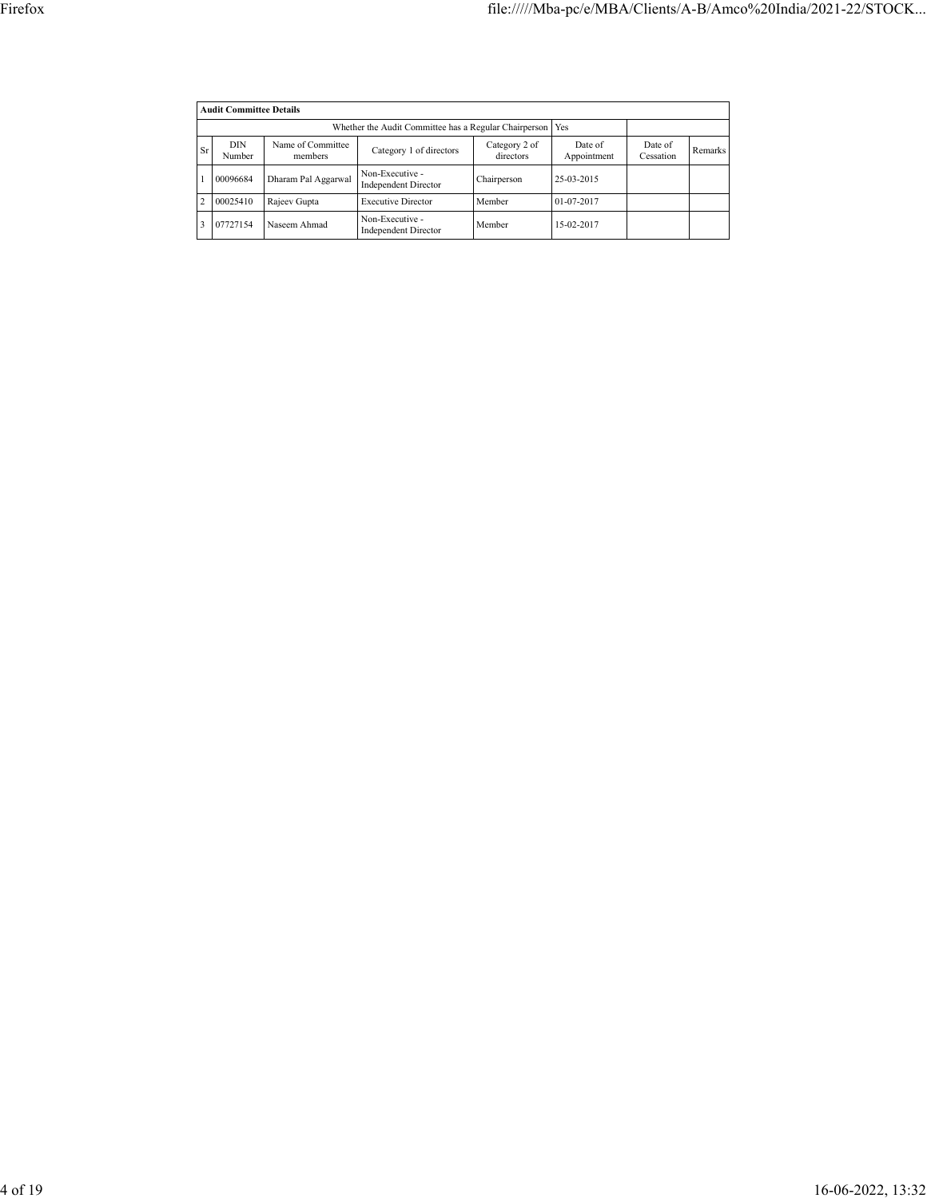| Audit Committee Details | | | | | | | |
|---|---|---|---|---|---|---|---|
| | | Whether the Audit Committee has a Regular Chairperson | | | Yes | | |
| Sr | DIN Number | Name of Committee members | Category 1 of directors | Category 2 of directors | Date of Appointment | Date of Cessation | Remarks |
| 1 | 00096684 | Dharam Pal Aggarwal | Non-Executive - Independent Director | Chairperson | 25-03-2015 | | |
| 2 | 00025410 | Rajeev Gupta | Executive Director | Member | 01-07-2017 | | |
| 3 | 07727154 | Naseem Ahmad | Non-Executive - Independent Director | Member | 15-02-2017 | | |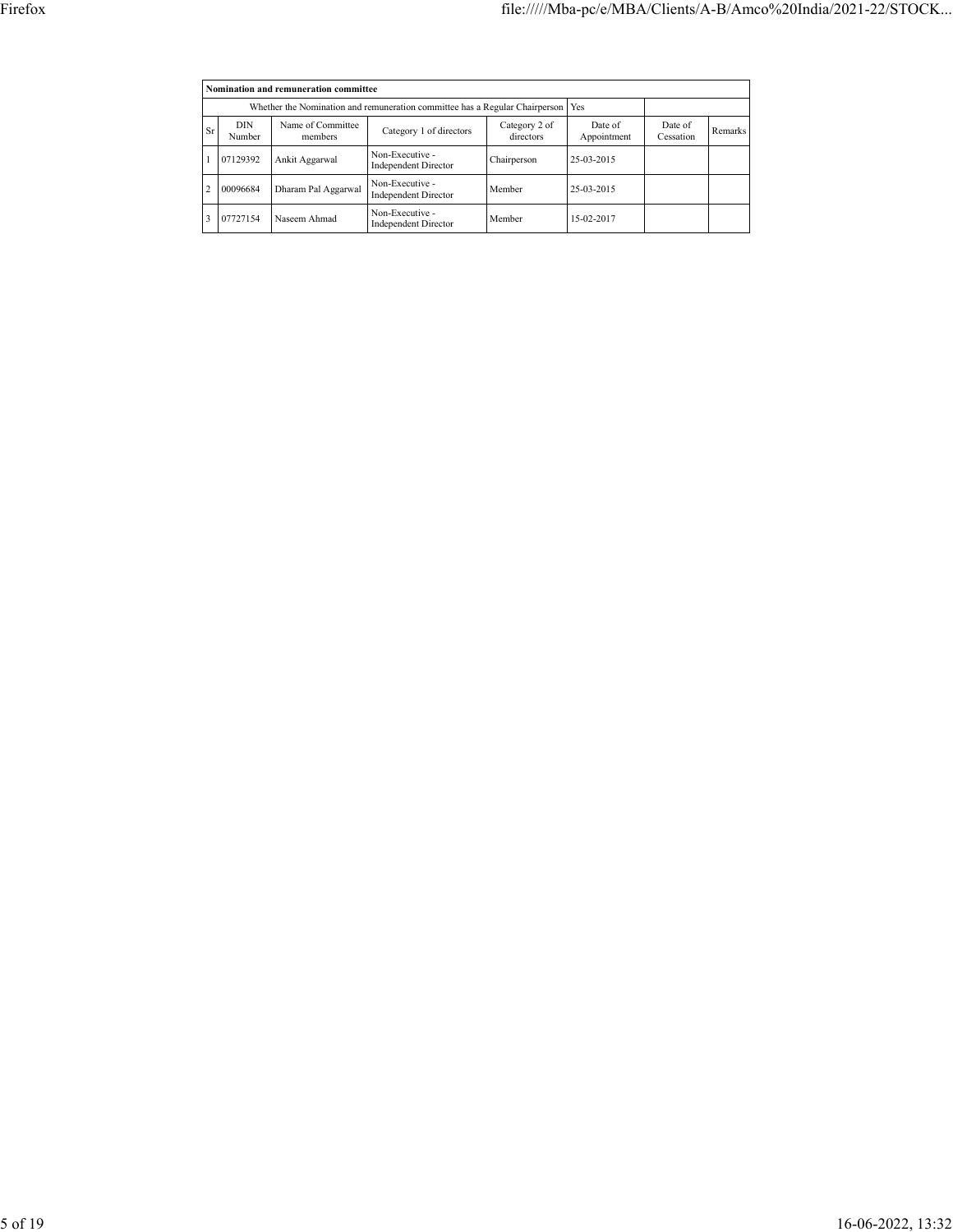| Nomination and remuneration committee | | | | | | | |
|---|---|---|---|---|---|---|---|
| Whether the Nomination and remuneration committee has a Regular Chairperson | | | | | Yes | | |
| Sr | DIN Number | Name of Committee members | Category 1 of directors | Category 2 of directors | Date of Appointment | Date of Cessation | Remarks |
| 1 | 07129392 | Ankit Aggarwal | Non-Executive - Independent Director | Chairperson | 25-03-2015 | | |
| 2 | 00096684 | Dharam Pal Aggarwal | Non-Executive - Independent Director | Member | 25-03-2015 | | |
| 3 | 07727154 | Naseem Ahmad | Non-Executive - Independent Director | Member | 15-02-2017 | | |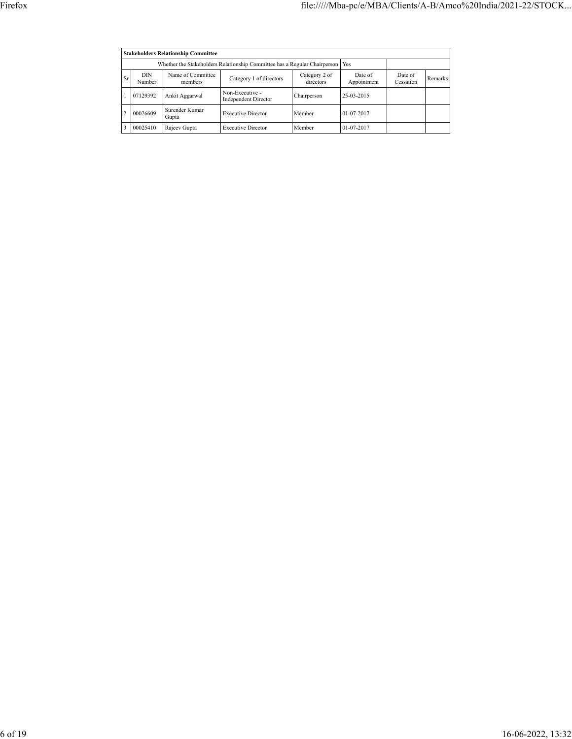| Stakeholders Relationship Committee | | | | | | | |
|---|---|---|---|---|---|---|---|
| Whether the Stakeholders Relationship Committee has a Regular Chairperson | | | | | Yes | | |
| Sr | DIN Number | Name of Committee members | Category 1 of directors | Category 2 of directors | Date of Appointment | Date of Cessation | Remarks |
| 1 | 07129392 | Ankit Aggarwal | Non-Executive - Independent Director | Chairperson | 25-03-2015 | | |
| 2 | 00026609 | Surender Kumar Gupta | Executive Director | Member | 01-07-2017 | | |
| 3 | 00025410 | Rajeev Gupta | Executive Director | Member | 01-07-2017 | | |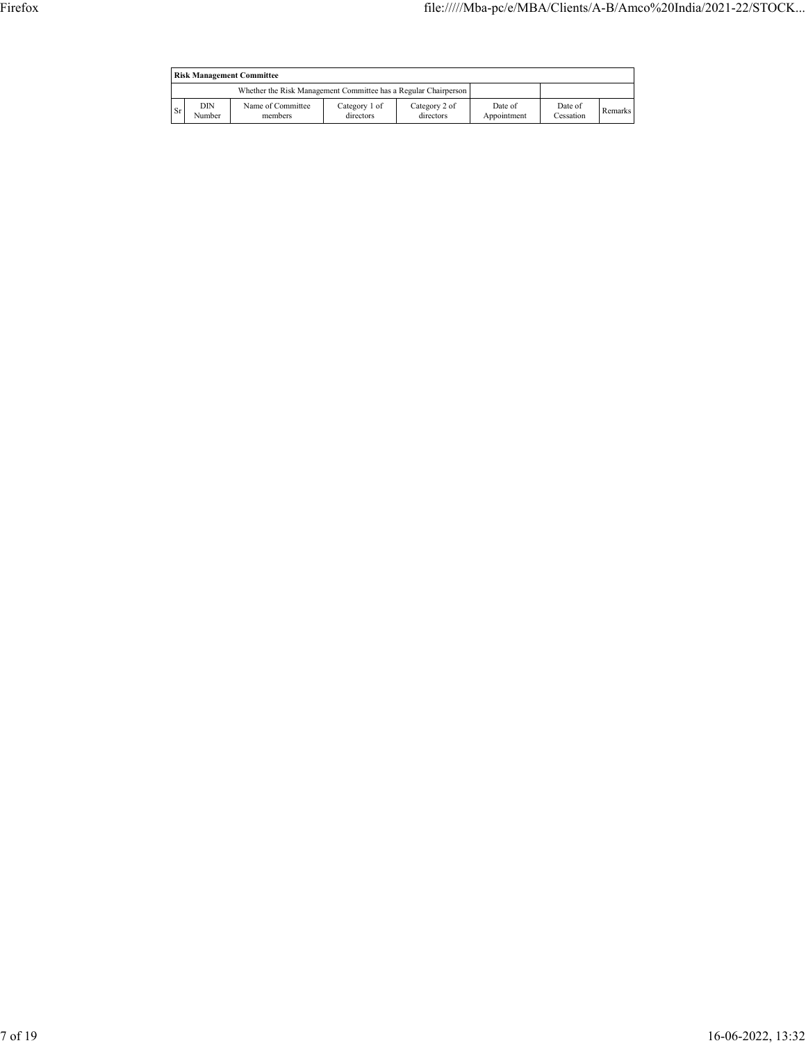| Risk Management Committee | | | | | | | |
|---|---|---|---|---|---|---|---|
| Whether the Risk Management Committee has a Regular Chairperson | | | | | | | |
| Sr | DIN Number | Name of Committee members | Category 1 of directors | Category 2 of directors | Date of Appointment | Date of Cessation | Remarks |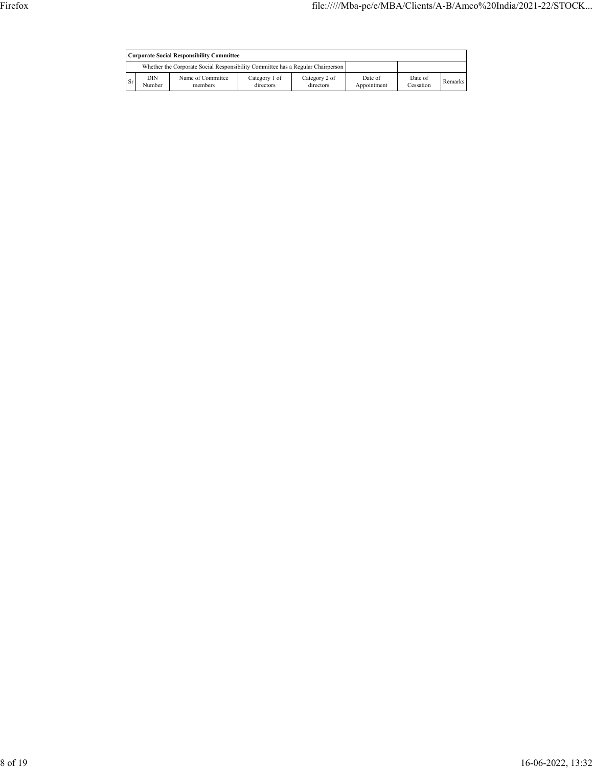| Corporate Social Responsibility Committee | | | | | | | |
|---|---|---|---|---|---|---|---|
| | Whether the Corporate Social Responsibility Committee has a Regular Chairperson | | | | | | |
| Sr | DIN Number | Name of Committee members | Category 1 of directors | Category 2 of directors | Date of Appointment | Date of Cessation | Remarks |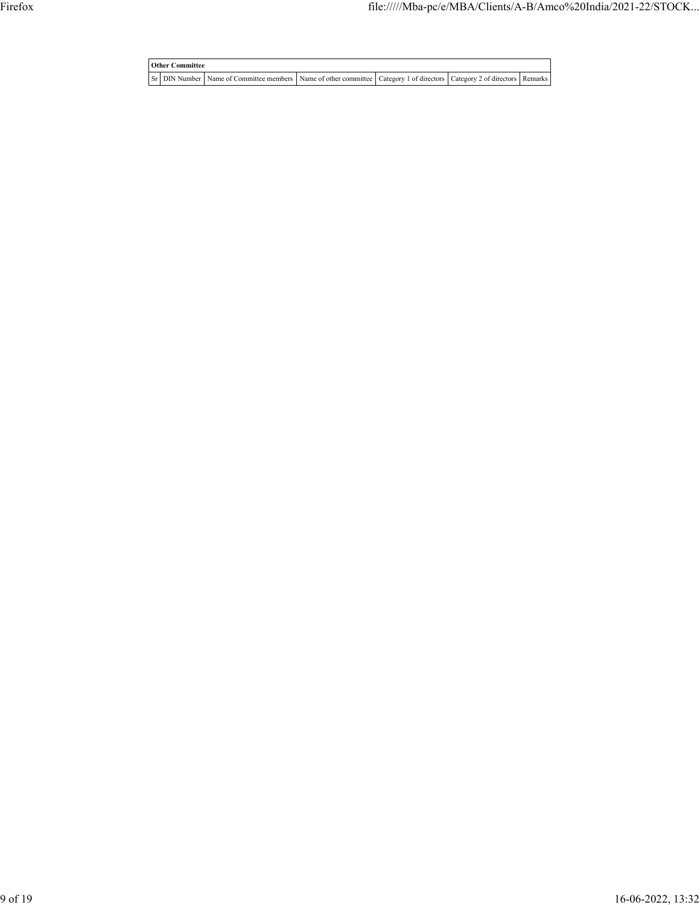| Other Committee | | | | | | |
|---|---|---|---|---|---|---|
| Sr | DIN Number | Name of Committee members | Name of other committee | Category 1 of directors | Category 2 of directors | Remarks |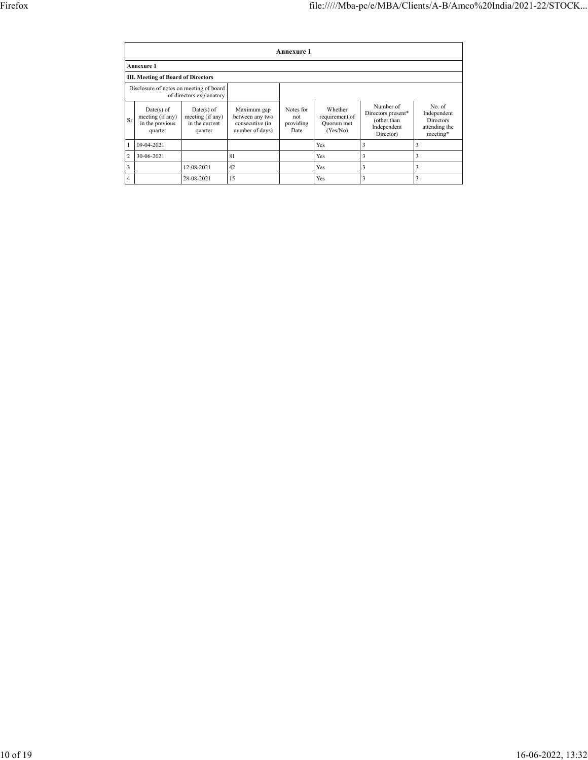# Annexure 1

**Annexure 1**

**III. Meeting of Board of Directors**

| Disclosure of notes on meeting of board of directors explanatory | | | | | | | |
|---|---|---|---|---|---|---|---|
| Sr | Date(s) of meeting (if any) in the previous quarter | Date(s) of meeting (if any) in the current quarter | Maximum gap between any two consecutive (in number of days) | Notes for not providing Date | Whether requirement of Quorum met (Yes/No) | Number of Directors present* (other than Independent Director) | No. of Independent Directors attending the meeting* |
| 1 | 09-04-2021 | | | | Yes | 3 | 3 |
| 2 | 30-06-2021 | | 81 | | Yes | 3 | 3 |
| 3 | | 12-08-2021 | 42 | | Yes | 3 | 3 |
| 4 | | 28-08-2021 | 15 | | Yes | 3 | 3 |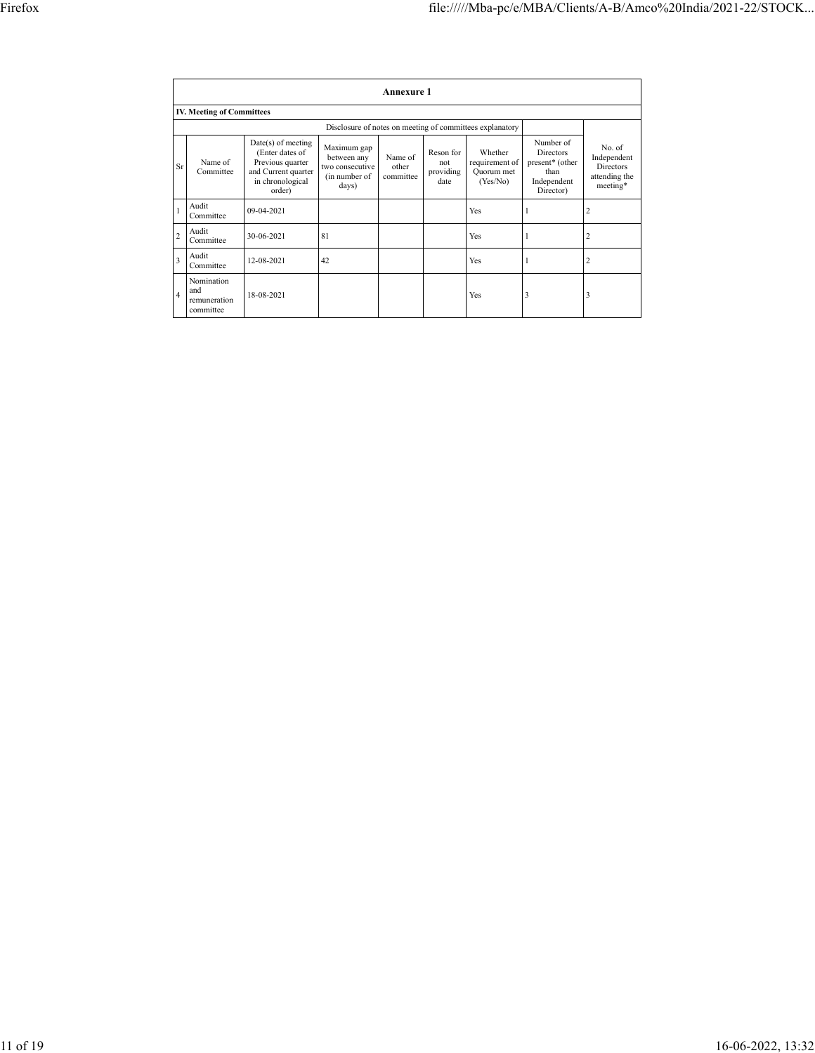## Annexure 1

### IV. Meeting of Committees

| | | | | Disclosure of notes on meeting of committees explanatory | | | | |
|---|---|---|---|---|---|---|---|---|
| Sr | Name of Committee | Date(s) of meeting (Enter dates of Previous quarter and Current quarter in chronological order) | Maximum gap between any two consecutive (in number of days) | Name of other committee | Reson for not providing date | Whether requirement of Quorum met (Yes/No) | Number of Directors present* (other than Independent Director) | No. of Independent Directors attending the meeting* |
| 1 | Audit Committee | 09-04-2021 | | | | Yes | 1 | 2 |
| 2 | Audit Committee | 30-06-2021 | 81 | | | Yes | 1 | 2 |
| 3 | Audit Committee | 12-08-2021 | 42 | | | Yes | 1 | 2 |
| 4 | Nomination and remuneration committee | 18-08-2021 | | | | Yes | 3 | 3 |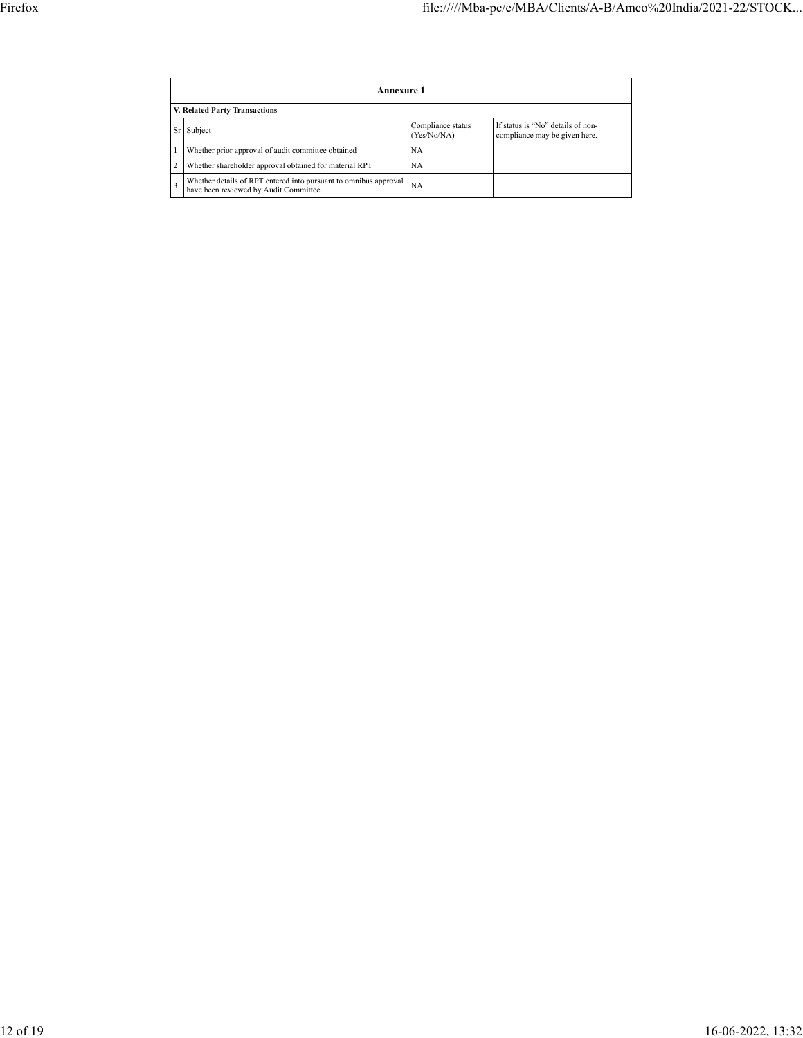| Annexure 1 | | | |
|---|---|---|---|
| **V. Related Party Transactions** | | | |
| Sr | Subject | Compliance status (Yes/No/NA) | If status is "No" details of non-compliance may be given here. |
| 1 | Whether prior approval of audit committee obtained | NA | |
| 2 | Whether shareholder approval obtained for material RPT | NA | |
| 3 | Whether details of RPT entered into pursuant to omnibus approval have been reviewed by Audit Committee | NA | |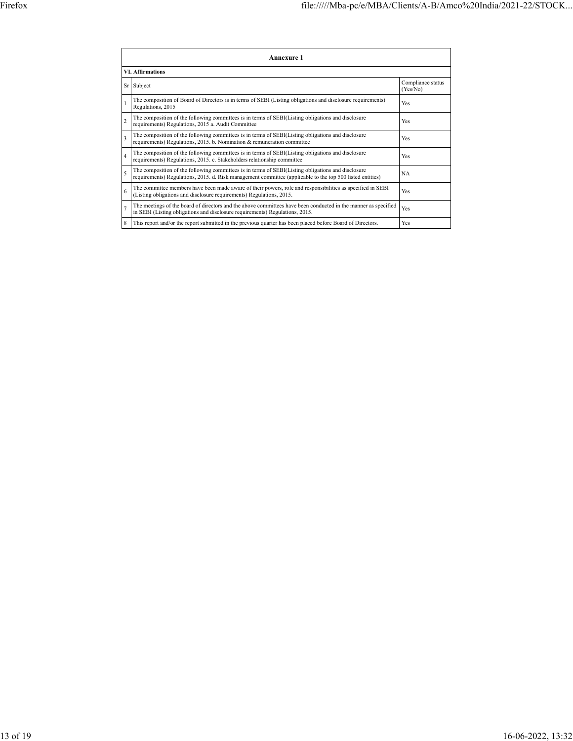## Annexure 1

### VI. Affirmations

| Sr | Subject | Compliance status (Yes/No) |
|---|---|---|
| 1 | The composition of Board of Directors is in terms of SEBI (Listing obligations and disclosure requirements) Regulations, 2015 | Yes |
| 2 | The composition of the following committees is in terms of SEBI(Listing obligations and disclosure requirements) Regulations, 2015 a. Audit Committee | Yes |
| 3 | The composition of the following committees is in terms of SEBI(Listing obligations and disclosure requirements) Regulations, 2015. b. Nomination & remuneration committee | Yes |
| 4 | The composition of the following committees is in terms of SEBI(Listing obligations and disclosure requirements) Regulations, 2015. c. Stakeholders relationship committee | Yes |
| 5 | The composition of the following committees is in terms of SEBI(Listing obligations and disclosure requirements) Regulations, 2015. d. Risk management committee (applicable to the top 500 listed entities) | NA |
| 6 | The committee members have been made aware of their powers, role and responsibilities as specified in SEBI (Listing obligations and disclosure requirements) Regulations, 2015. | Yes |
| 7 | The meetings of the board of directors and the above committees have been conducted in the manner as specified in SEBI (Listing obligations and disclosure requirements) Regulations, 2015. | Yes |
| 8 | This report and/or the report submitted in the previous quarter has been placed before Board of Directors. | Yes |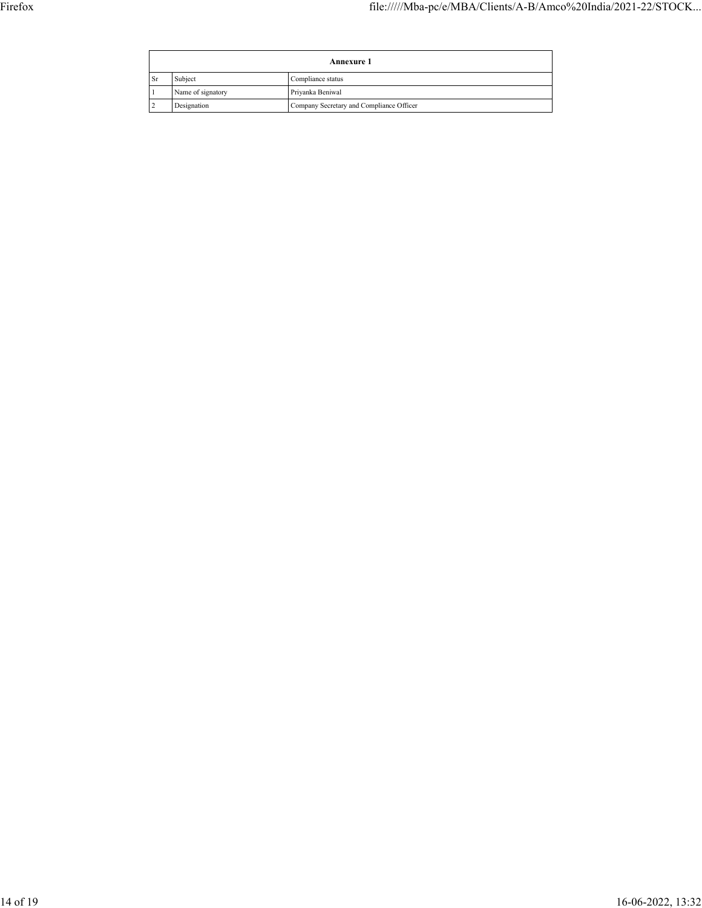| Annexure 1 | | |
|---|---|---|
| Sr | Subject | Compliance status |
| 1 | Name of signatory | Priyanka Beniwal |
| 2 | Designation | Company Secretary and Compliance Officer |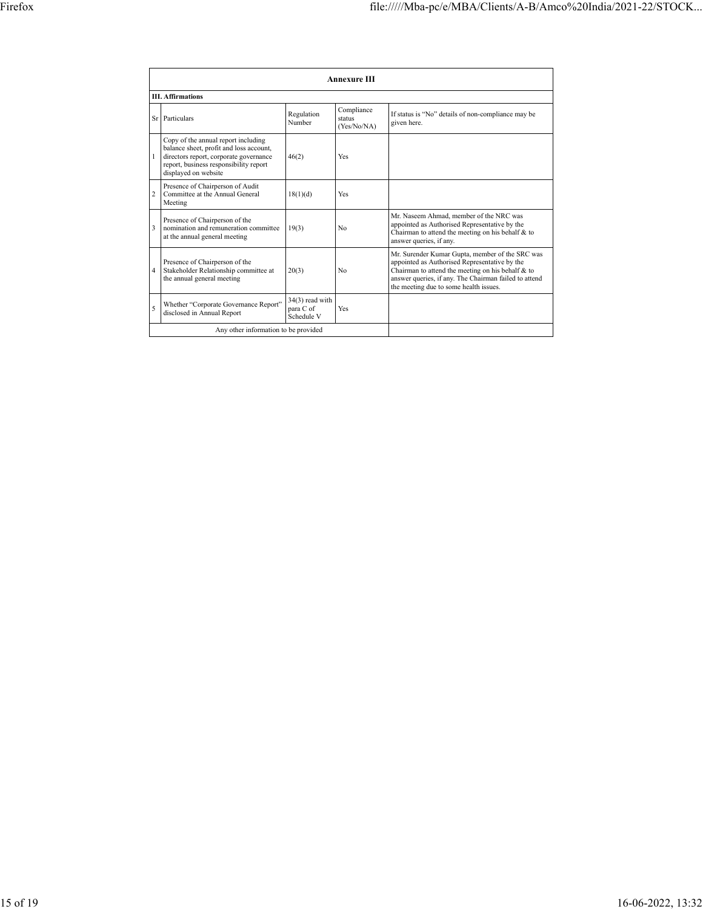## Annexure III

### III. Affirmations

| Sr | Particulars | Regulation Number | Compliance status (Yes/No/NA) | If status is "No" details of non-compliance may be given here. |
|---|---|---|---|---|
| 1 | Copy of the annual report including balance sheet, profit and loss account, directors report, corporate governance report, business responsibility report displayed on website | 46(2) | Yes | |
| 2 | Presence of Chairperson of Audit Committee at the Annual General Meeting | 18(1)(d) | Yes | |
| 3 | Presence of Chairperson of the nomination and remuneration committee at the annual general meeting | 19(3) | No | Mr. Naseem Ahmad, member of the NRC was appointed as Authorised Representative by the Chairman to attend the meeting on his behalf & to answer queries, if any. |
| 4 | Presence of Chairperson of the Stakeholder Relationship committee at the annual general meeting | 20(3) | No | Mr. Surender Kumar Gupta, member of the SRC was appointed as Authorised Representative by the Chairman to attend the meeting on his behalf & to answer queries, if any. The Chairman failed to attend the meeting due to some health issues. |
| 5 | Whether "Corporate Governance Report" disclosed in Annual Report | 34(3) read with para C of Schedule V | Yes | |
| | Any other information to be provided | | | |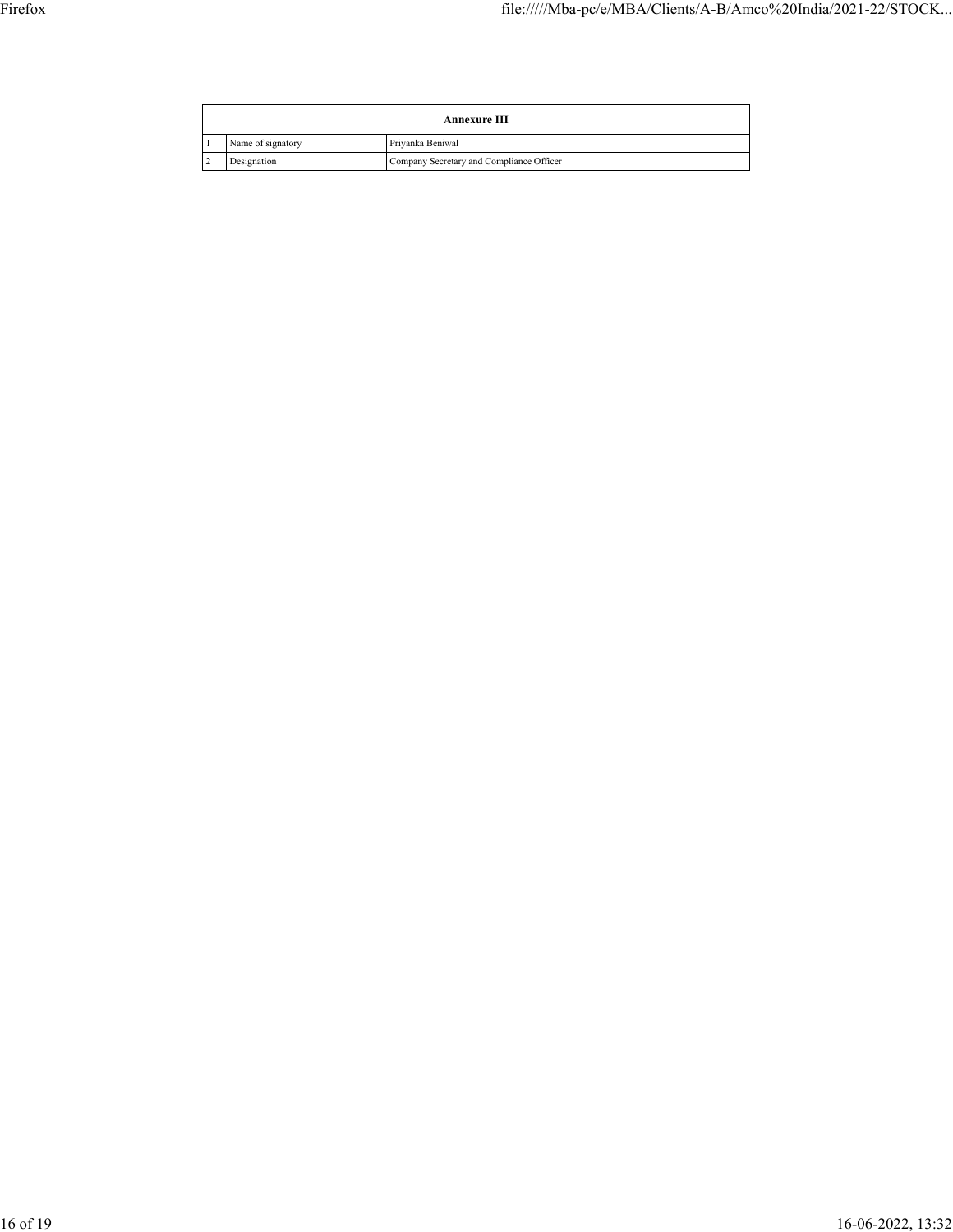| Annexure III | | |
|---|---|---|
| 1 | Name of signatory | Priyanka Beniwal |
| 2 | Designation | Company Secretary and Compliance Officer |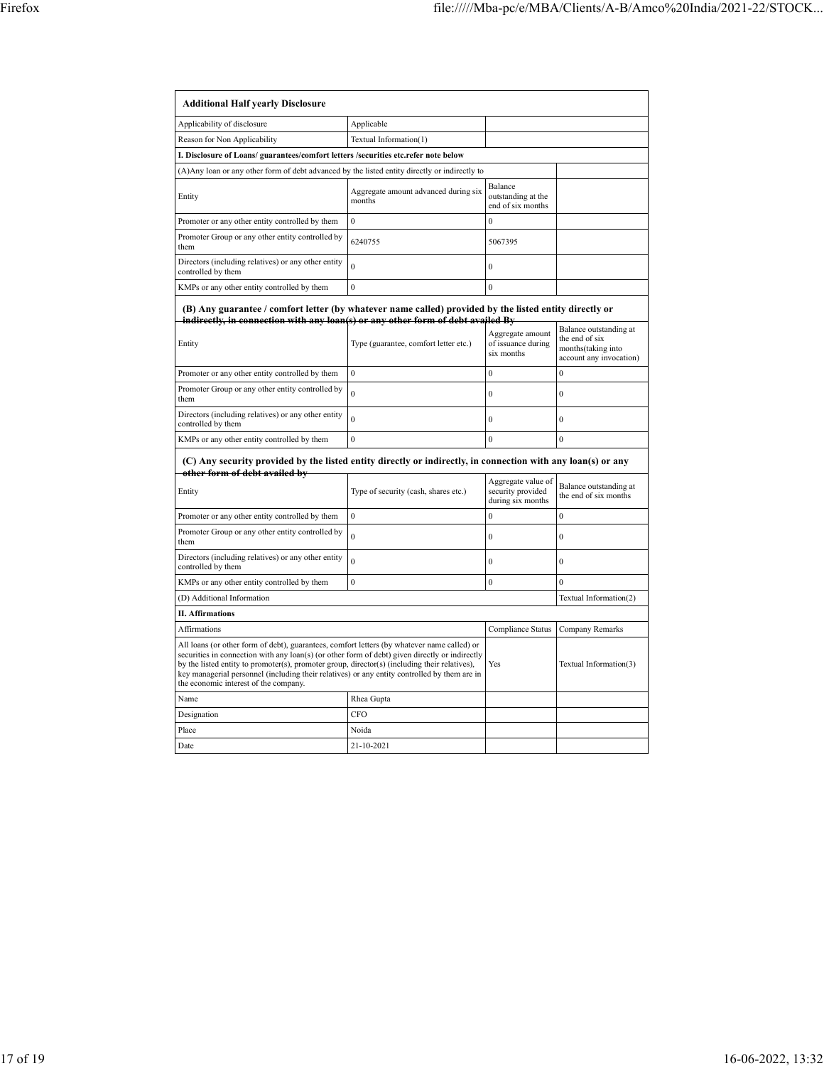| **Additional Half yearly Disclosure** | | | |
|---|---|---|---|
| Applicability of disclosure | Applicable | | |
| Reason for Non Applicability | Textual Information(1) | | |
| **I. Disclosure of Loans/ guarantees/comfort letters /securities etc.refer note below** | | | |
| (A)Any loan or any other form of debt advanced by the listed entity directly or indirectly to | | | |
| Entity | Aggregate amount advanced during six months | Balance outstanding at the end of six months | |
| Promoter or any other entity controlled by them | 0 | 0 | |
| Promoter Group or any other entity controlled by them | 6240755 | 5067395 | |
| Directors (including relatives) or any other entity controlled by them | 0 | 0 | |
| KMPs or any other entity controlled by them | 0 | 0 | |
| **(B) Any guarantee / comfort letter (by whatever name called) provided by the listed entity directly or indirectly, in connection with any loan(s) or any other form of debt availed By** | | | |
| Entity | Type (guarantee, comfort letter etc.) | Aggregate amount of issuance during six months | Balance outstanding at the end of six months(taking into account any invocation) |
| Promoter or any other entity controlled by them | 0 | 0 | 0 |
| Promoter Group or any other entity controlled by them | 0 | 0 | 0 |
| Directors (including relatives) or any other entity controlled by them | 0 | 0 | 0 |
| KMPs or any other entity controlled by them | 0 | 0 | 0 |
| **(C) Any security provided by the listed entity directly or indirectly, in connection with any loan(s) or any other form of debt availed by** | | | |
| Entity | Type of security (cash, shares etc.) | Aggregate value of security provided during six months | Balance outstanding at the end of six months |
| Promoter or any other entity controlled by them | 0 | 0 | 0 |
| Promoter Group or any other entity controlled by them | 0 | 0 | 0 |
| Directors (including relatives) or any other entity controlled by them | 0 | 0 | 0 |
| KMPs or any other entity controlled by them | 0 | 0 | 0 |
| (D) Additional Information | | | Textual Information(2) |
| **II. Affirmations** | | | |
| Affirmations | | Compliance Status | Company Remarks |
| All loans (or other form of debt), guarantees, comfort letters (by whatever name called) or securities in connection with any loan(s) (or other form of debt) given directly or indirectly by the listed entity to promoter(s), promoter group, director(s) (including their relatives), key managerial personnel (including their relatives) or any entity controlled by them are in the economic interest of the company. | | Yes | Textual Information(3) |
| Name | Rhea Gupta | | |
| Designation | CFO | | |
| Place | Noida | | |
| Date | 21-10-2021 | | |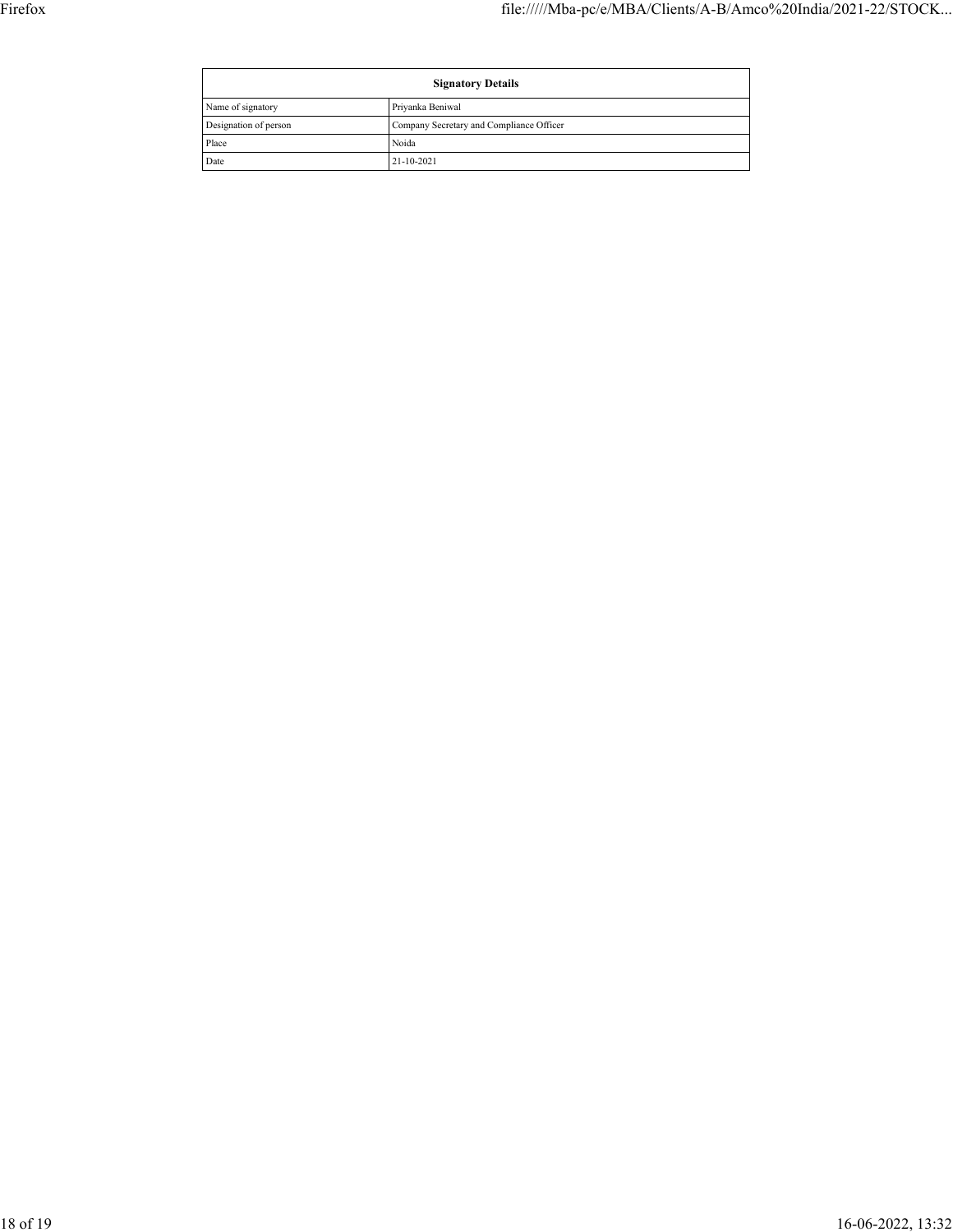| Signatory Details | |
|---|---|
| Name of signatory | Priyanka Beniwal |
| Designation of person | Company Secretary and Compliance Officer |
| Place | Noida |
| Date | 21-10-2021 |